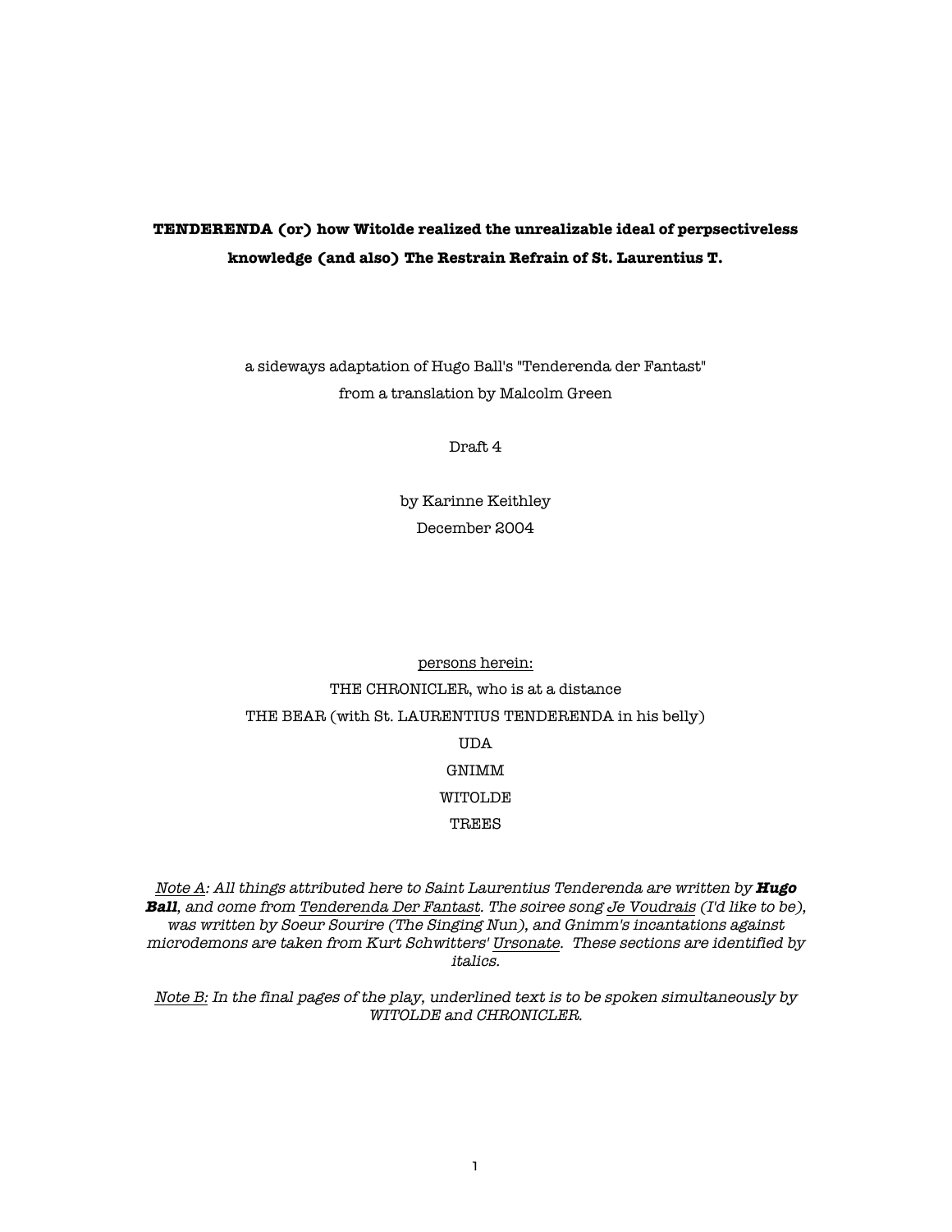**TENDERENDA (or) how Witolde realized the unrealizable ideal of perpsectiveless knowledge (and also) The Restrain Refrain of St. Laurentius T.**

a sideways adaptation of Hugo Ball's "Tenderenda der Fantast"
from a translation by Malcolm Green

Draft 4

by Karinne Keithley
December 2004

<u>persons herein:</u>

THE CHRONICLER, who is at a distance
THE BEAR (with St. LAURENTIUS TENDERENDA in his belly)
UDA
GNIMM
WITOLDE
TREES

*<u>Note A</u>: All things attributed here to Saint Laurentius Tenderenda are written by **Hugo Ball**, and come from <u>Tenderenda Der Fantast</u>. The soiree song <u>Je Voudrais</u> (I'd like to be), was written by Soeur Sourire (The Singing Nun), and Gnimm's incantations against microdemons are taken from Kurt Schwitters' <u>Ursonate</u>. These sections are identified by italics.*

*<u>Note B:</u> In the final pages of the play, underlined text is to be spoken simultaneously by WITOLDE and CHRONICLER.*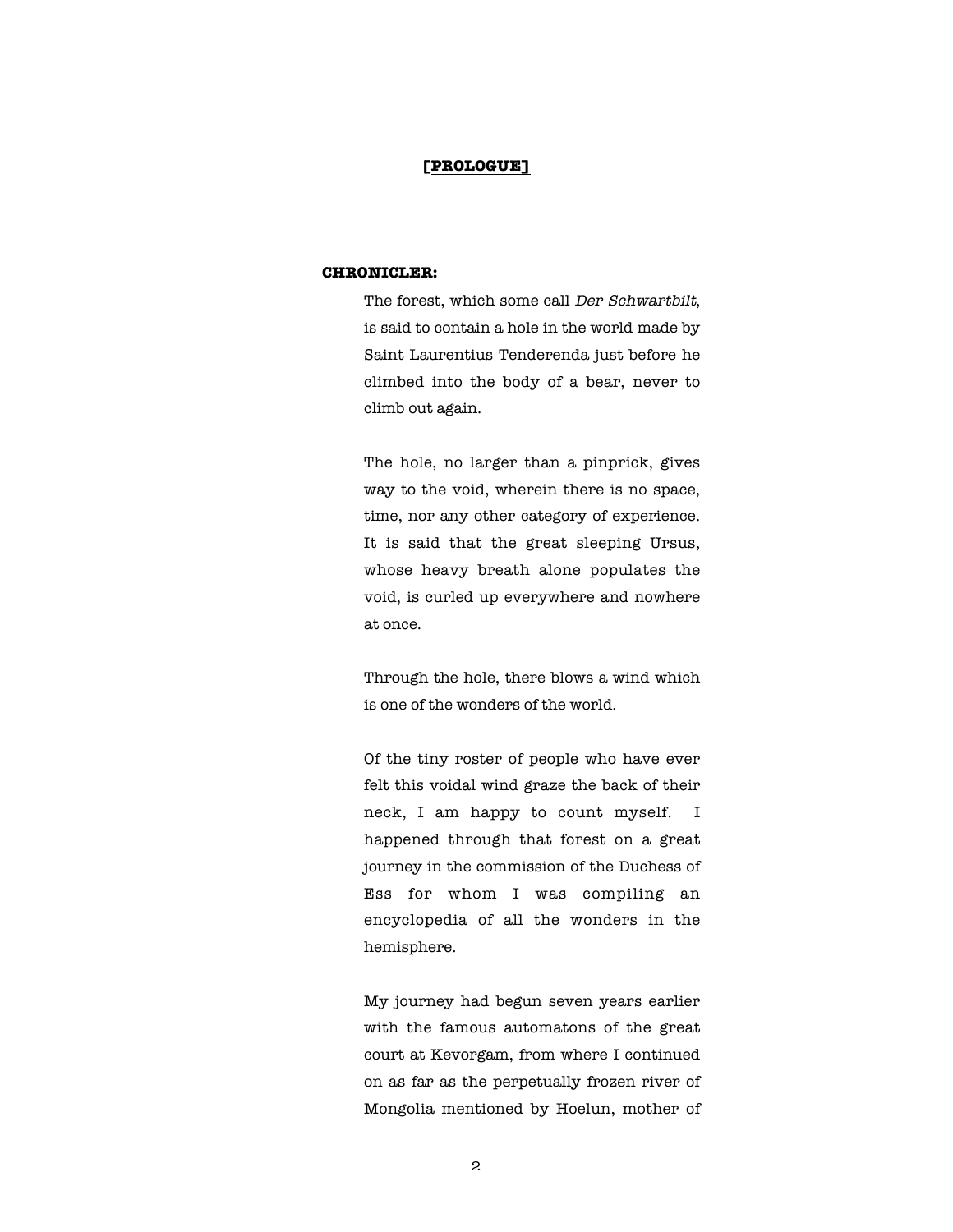**[PROLOGUE]**

**CHRONICLER:**

The forest, which some call *Der Schwartbilt*, is said to contain a hole in the world made by Saint Laurentius Tenderenda just before he climbed into the body of a bear, never to climb out again.

The hole, no larger than a pinprick, gives way to the void, wherein there is no space, time, nor any other category of experience. It is said that the great sleeping Ursus, whose heavy breath alone populates the void, is curled up everywhere and nowhere at once.

Through the hole, there blows a wind which is one of the wonders of the world.

Of the tiny roster of people who have ever felt this voidal wind graze the back of their neck, I am happy to count myself. I happened through that forest on a great journey in the commission of the Duchess of Ess for whom I was compiling an encyclopedia of all the wonders in the hemisphere.

My journey had begun seven years earlier with the famous automatons of the great court at Kevorgam, from where I continued on as far as the perpetually frozen river of Mongolia mentioned by Hoelun, mother of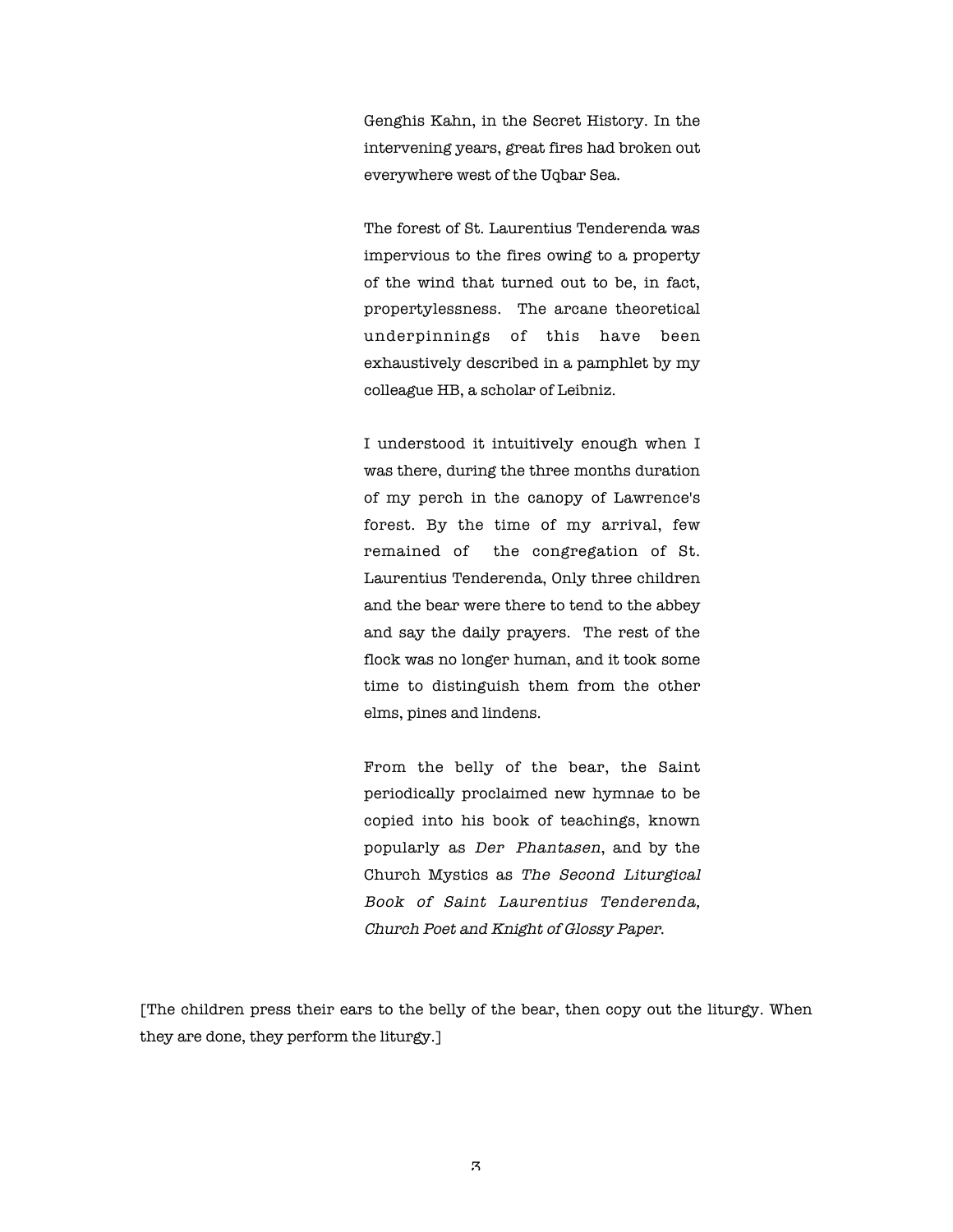Genghis Kahn, in the Secret History. In the intervening years, great fires had broken out everywhere west of the Uqbar Sea.

The forest of St. Laurentius Tenderenda was impervious to the fires owing to a property of the wind that turned out to be, in fact, propertylessness. The arcane theoretical underpinnings of this have been exhaustively described in a pamphlet by my colleague HB, a scholar of Leibniz.

I understood it intuitively enough when I was there, during the three months duration of my perch in the canopy of Lawrence's forest. By the time of my arrival, few remained of the congregation of St. Laurentius Tenderenda, Only three children and the bear were there to tend to the abbey and say the daily prayers. The rest of the flock was no longer human, and it took some time to distinguish them from the other elms, pines and lindens.

From the belly of the bear, the Saint periodically proclaimed new hymnae to be copied into his book of teachings, known popularly as *Der Phantasen*, and by the Church Mystics as *The Second Liturgical Book of Saint Laurentius Tenderenda, Church Poet and Knight of Glossy Paper*.

[The children press their ears to the belly of the bear, then copy out the liturgy. When they are done, they perform the liturgy.]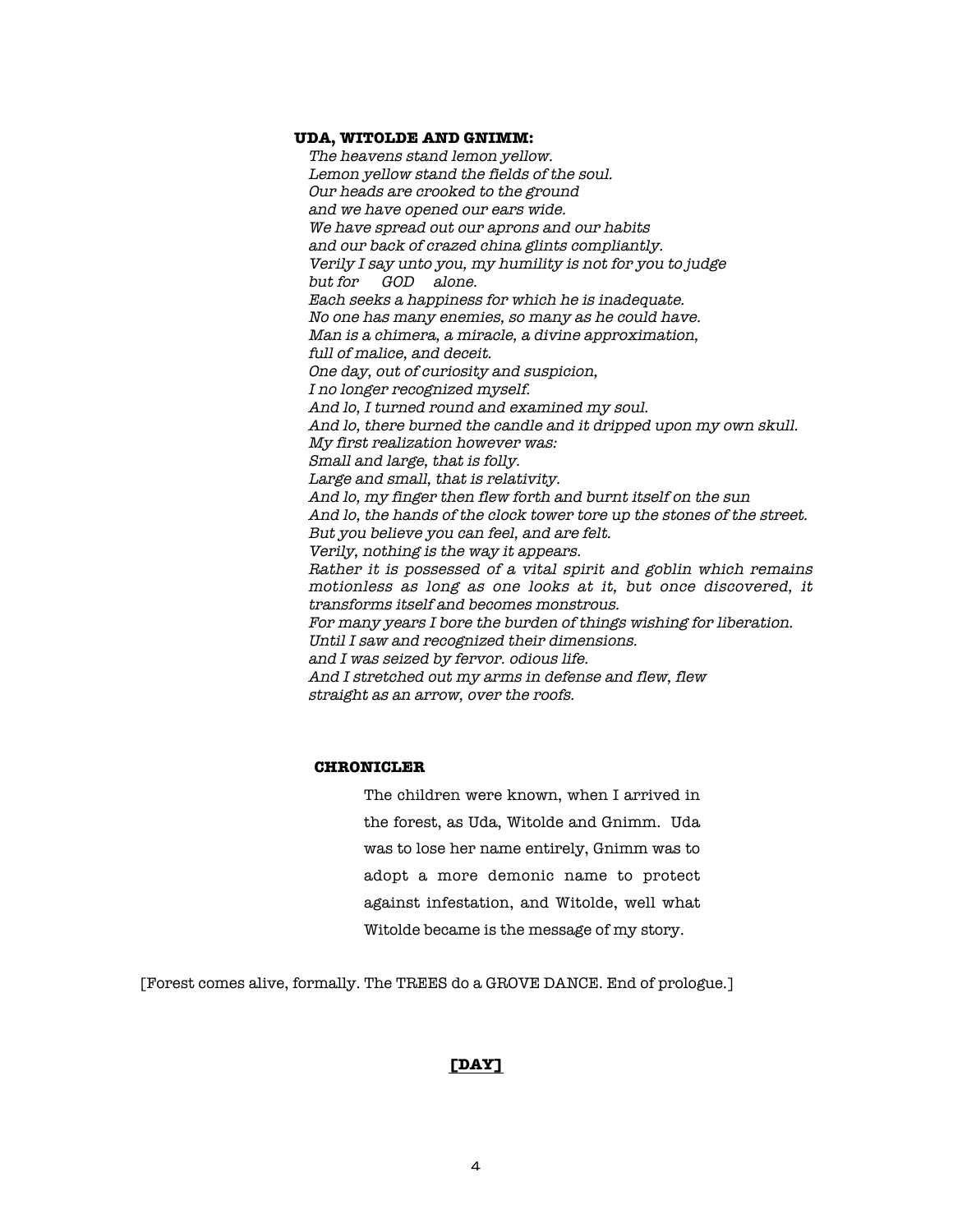**UDA, WITOLDE AND GNIMM:**

*The heavens stand lemon yellow.*
*Lemon yellow stand the fields of the soul.*
*Our heads are crooked to the ground*
*and we have opened our ears wide.*
*We have spread out our aprons and our habits*
*and our back of crazed china glints compliantly.*
*Verily I say unto you, my humility is not for you to judge*
*but for GOD alone.*
*Each seeks a happiness for which he is inadequate.*
*No one has many enemies, so many as he could have.*
*Man is a chimera, a miracle, a divine approximation,*
*full of malice, and deceit.*
*One day, out of curiosity and suspicion,*
*I no longer recognized myself.*
*And lo, I turned round and examined my soul.*
*And lo, there burned the candle and it dripped upon my own skull.*
*My first realization however was:*
*Small and large, that is folly.*
*Large and small, that is relativity.*
*And lo, my finger then flew forth and burnt itself on the sun*
*And lo, the hands of the clock tower tore up the stones of the street.*
*But you believe you can feel, and are felt.*
*Verily, nothing is the way it appears.*
*Rather it is possessed of a vital spirit and goblin which remains motionless as long as one looks at it, but once discovered, it transforms itself and becomes monstrous.*
*For many years I bore the burden of things wishing for liberation.*
*Until I saw and recognized their dimensions.*
*and I was seized by fervor. odious life.*
*And I stretched out my arms in defense and flew, flew*
*straight as an arrow, over the roofs.*

**CHRONICLER**

The children were known, when I arrived in the forest, as Uda, Witolde and Gnimm. Uda was to lose her name entirely, Gnimm was to adopt a more demonic name to protect against infestation, and Witolde, well what Witolde became is the message of my story.

[Forest comes alive, formally. The TREES do a GROVE DANCE. End of prologue.]

**[DAY]**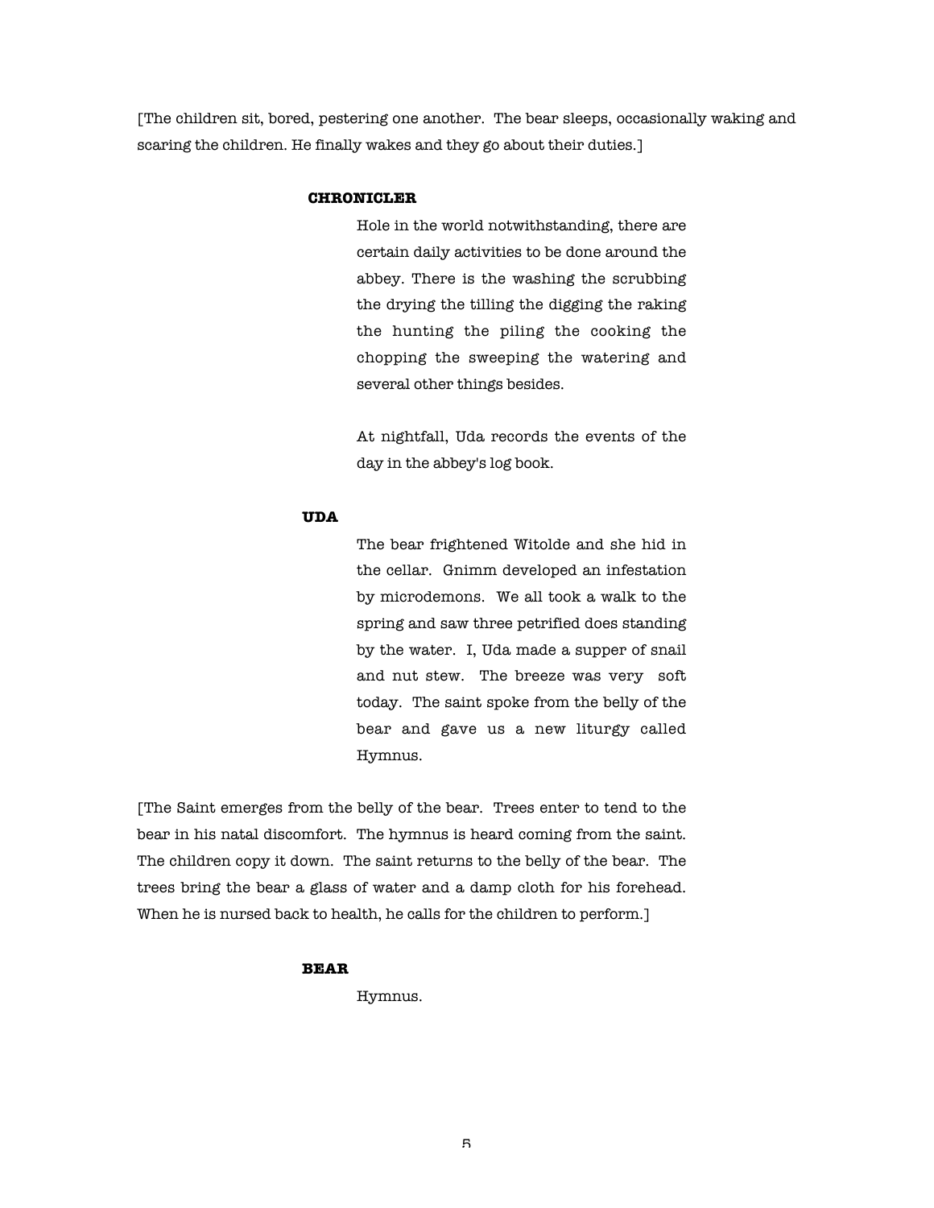[The children sit, bored, pestering one another. The bear sleeps, occasionally waking and scaring the children. He finally wakes and they go about their duties.]

**CHRONICLER**

Hole in the world notwithstanding, there are certain daily activities to be done around the abbey. There is the washing the scrubbing the drying the tilling the digging the raking the hunting the piling the cooking the chopping the sweeping the watering and several other things besides.

At nightfall, Uda records the events of the day in the abbey's log book.

**UDA**

The bear frightened Witolde and she hid in the cellar. Gnimm developed an infestation by microdemons. We all took a walk to the spring and saw three petrified does standing by the water. I, Uda made a supper of snail and nut stew. The breeze was very soft today. The saint spoke from the belly of the bear and gave us a new liturgy called Hymnus.

[The Saint emerges from the belly of the bear. Trees enter to tend to the bear in his natal discomfort. The hymnus is heard coming from the saint. The children copy it down. The saint returns to the belly of the bear. The trees bring the bear a glass of water and a damp cloth for his forehead. When he is nursed back to health, he calls for the children to perform.]

**BEAR**

Hymnus.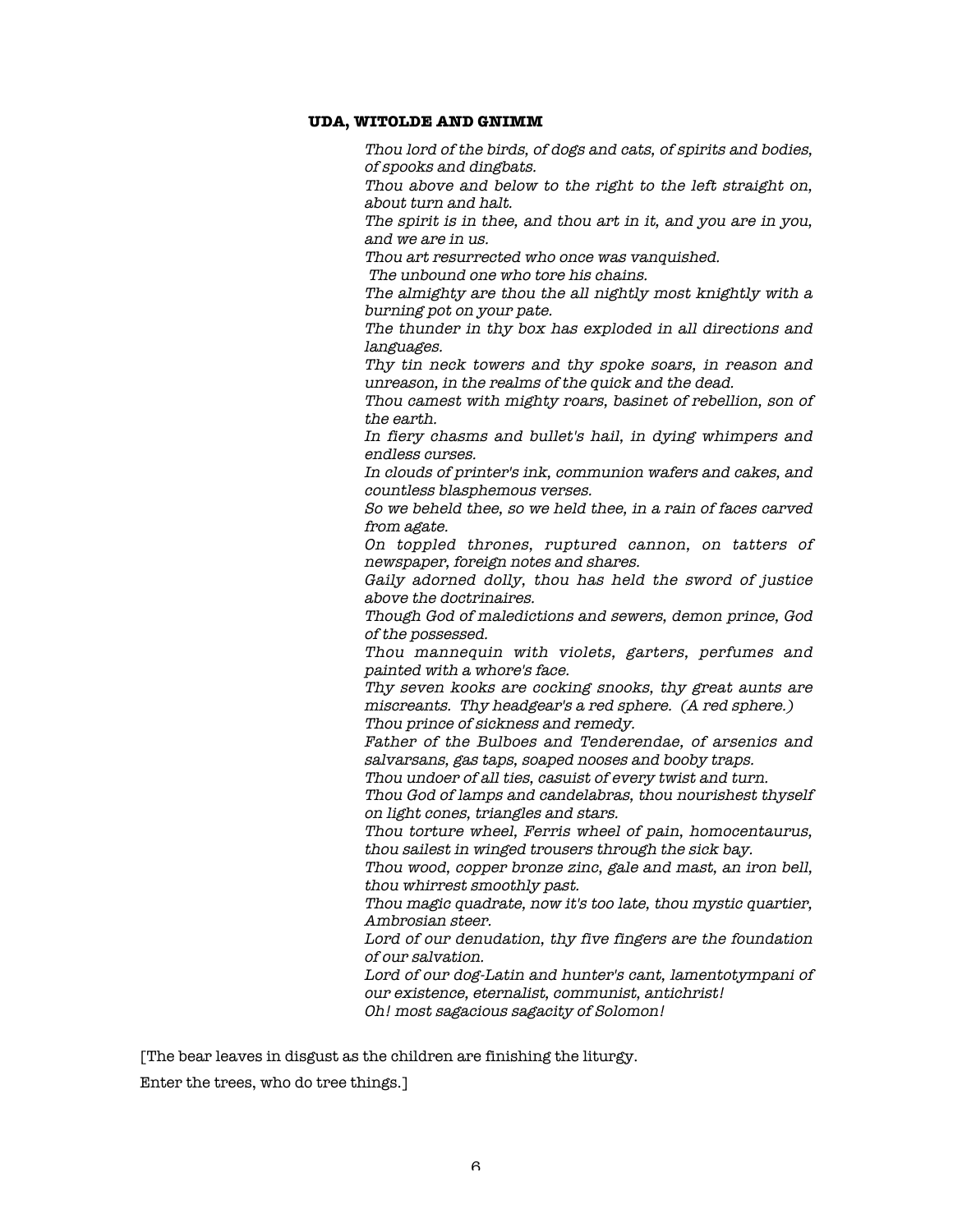**UDA, WITOLDE AND GNIMM**

*Thou lord of the birds, of dogs and cats, of spirits and bodies, of spooks and dingbats.*
*Thou above and below to the right to the left straight on, about turn and halt.*
*The spirit is in thee, and thou art in it, and you are in you, and we are in us.*
*Thou art resurrected who once was vanquished.*
*The unbound one who tore his chains.*
*The almighty are thou the all nightly most knightly with a burning pot on your pate.*
*The thunder in thy box has exploded in all directions and languages.*
*Thy tin neck towers and thy spoke soars, in reason and unreason, in the realms of the quick and the dead.*
*Thou camest with mighty roars, basinet of rebellion, son of the earth.*
*In fiery chasms and bullet's hail, in dying whimpers and endless curses.*
*In clouds of printer's ink, communion wafers and cakes, and countless blasphemous verses.*
*So we beheld thee, so we held thee, in a rain of faces carved from agate.*
*On toppled thrones, ruptured cannon, on tatters of newspaper, foreign notes and shares.*
*Gaily adorned dolly, thou has held the sword of justice above the doctrinaires.*
*Though God of maledictions and sewers, demon prince, God of the possessed.*
*Thou mannequin with violets, garters, perfumes and painted with a whore's face.*
*Thy seven kooks are cocking snooks, thy great aunts are miscreants. Thy headgear's a red sphere. (A red sphere.)*
*Thou prince of sickness and remedy.*
*Father of the Bulboes and Tenderendae, of arsenics and salvarsans, gas taps, soaped nooses and booby traps.*
*Thou undoer of all ties, casuist of every twist and turn.*
*Thou God of lamps and candelabras, thou nourishest thyself on light cones, triangles and stars.*
*Thou torture wheel, Ferris wheel of pain, homocentaurus, thou sailest in winged trousers through the sick bay.*
*Thou wood, copper bronze zinc, gale and mast, an iron bell, thou whirrest smoothly past.*
*Thou magic quadrate, now it's too late, thou mystic quartier, Ambrosian steer.*
*Lord of our denudation, thy five fingers are the foundation of our salvation.*
*Lord of our dog-Latin and hunter's cant, lamentotympani of our existence, eternalist, communist, antichrist!*
*Oh! most sagacious sagacity of Solomon!*

[The bear leaves in disgust as the children are finishing the liturgy.

Enter the trees, who do tree things.]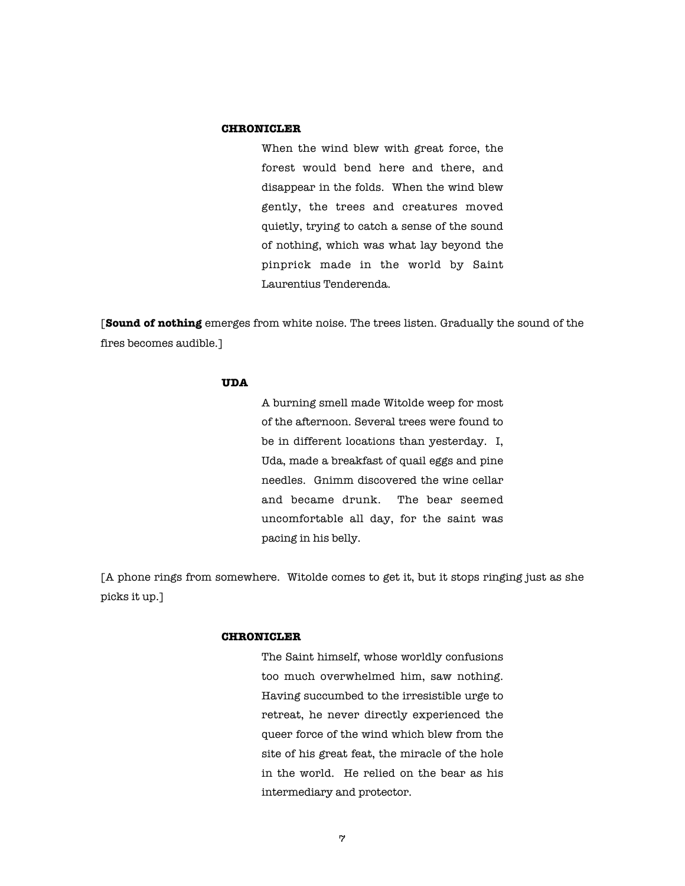**CHRONICLER**

When the wind blew with great force, the forest would bend here and there, and disappear in the folds. When the wind blew gently, the trees and creatures moved quietly, trying to catch a sense of the sound of nothing, which was what lay beyond the pinprick made in the world by Saint Laurentius Tenderenda.

[**Sound of nothing** emerges from white noise. The trees listen. Gradually the sound of the fires becomes audible.]

**UDA**

A burning smell made Witolde weep for most of the afternoon. Several trees were found to be in different locations than yesterday. I, Uda, made a breakfast of quail eggs and pine needles. Gnimm discovered the wine cellar and became drunk. The bear seemed uncomfortable all day, for the saint was pacing in his belly.

[A phone rings from somewhere. Witolde comes to get it, but it stops ringing just as she picks it up.]

**CHRONICLER**

The Saint himself, whose worldly confusions too much overwhelmed him, saw nothing. Having succumbed to the irresistible urge to retreat, he never directly experienced the queer force of the wind which blew from the site of his great feat, the miracle of the hole in the world. He relied on the bear as his intermediary and protector.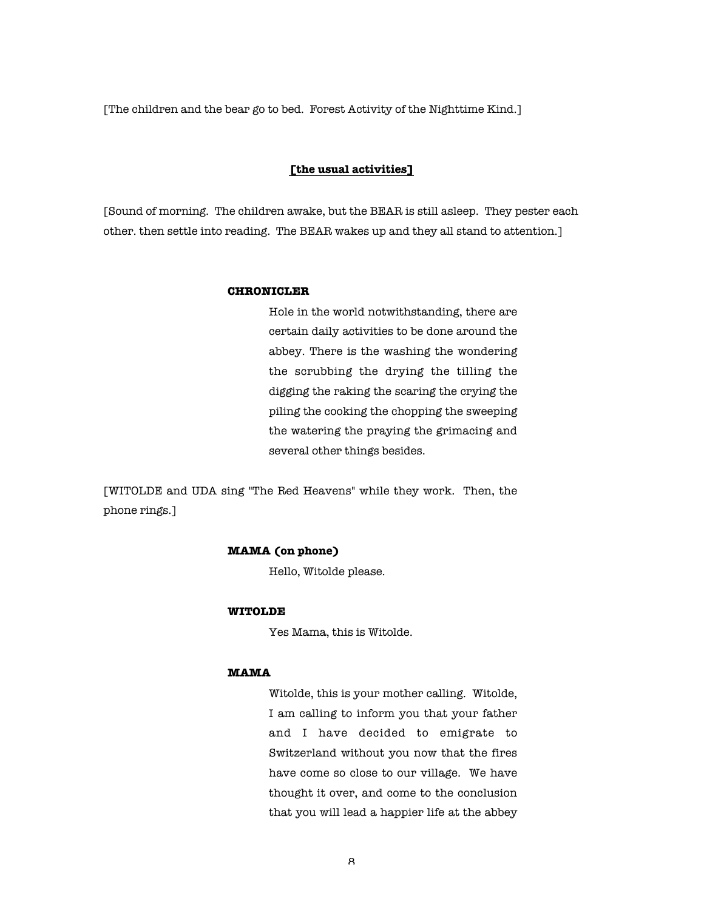[The children and the bear go to bed.  Forest Activity of the Nighttime Kind.]

**[the usual activities]**

[Sound of morning.  The children awake, but the BEAR is still asleep.  They pester each other. then settle into reading.  The BEAR wakes up and they all stand to attention.]

**CHRONICLER**

Hole in the world notwithstanding, there are certain daily activities to be done around the abbey. There is the washing the wondering the scrubbing the drying the tilling the digging the raking the scaring the crying the piling the cooking the chopping the sweeping the watering the praying the grimacing and several other things besides.

[WITOLDE and UDA sing "The Red Heavens" while they work.  Then, the phone rings.]

**MAMA (on phone)**

Hello, Witolde please.

**WITOLDE**

Yes Mama, this is Witolde.

**MAMA**

Witolde, this is your mother calling.  Witolde, I am calling to inform you that your father and I have decided to emigrate to Switzerland without you now that the fires have come so close to our village.  We have thought it over, and come to the conclusion that you will lead a happier life at the abbey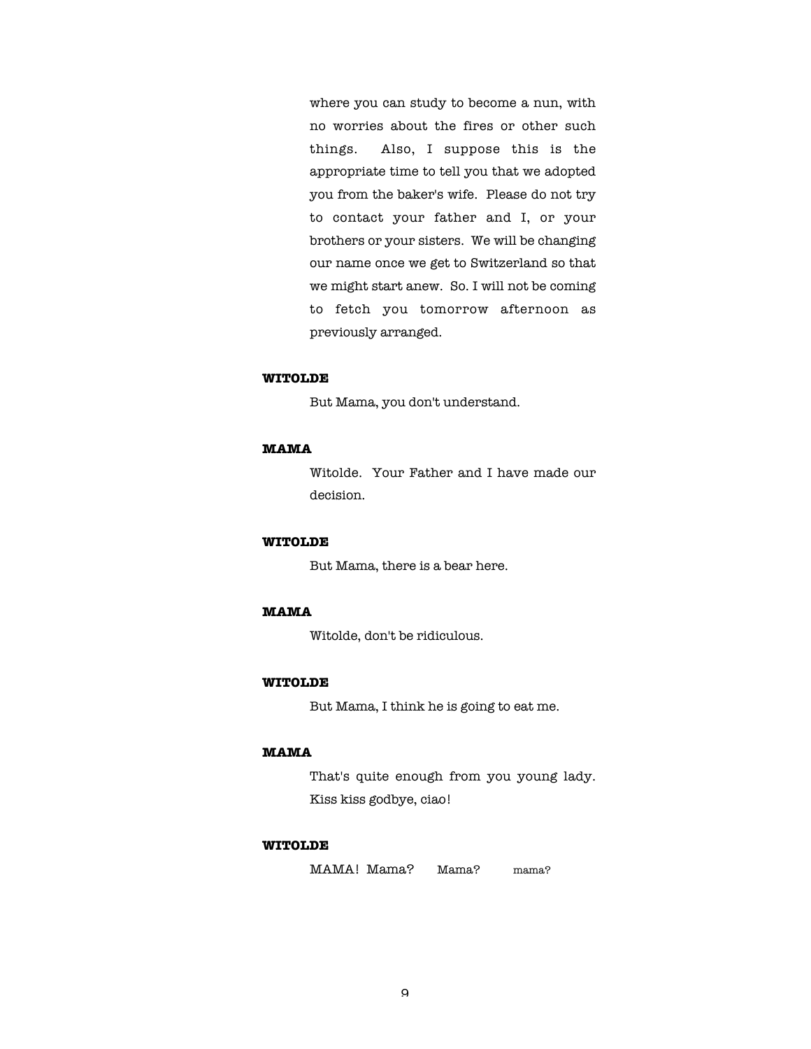where you can study to become a nun, with no worries about the fires or other such things. Also, I suppose this is the appropriate time to tell you that we adopted you from the baker's wife. Please do not try to contact your father and I, or your brothers or your sisters. We will be changing our name once we get to Switzerland so that we might start anew. So. I will not be coming to fetch you tomorrow afternoon as previously arranged.

**WITOLDE**

But Mama, you don't understand.

**MAMA**

Witolde. Your Father and I have made our decision.

**WITOLDE**

But Mama, there is a bear here.

**MAMA**

Witolde, don't be ridiculous.

**WITOLDE**

But Mama, I think he is going to eat me.

**MAMA**

That's quite enough from you young lady. Kiss kiss godbye, ciao!

**WITOLDE**

MAMA! Mama? Mama? mama?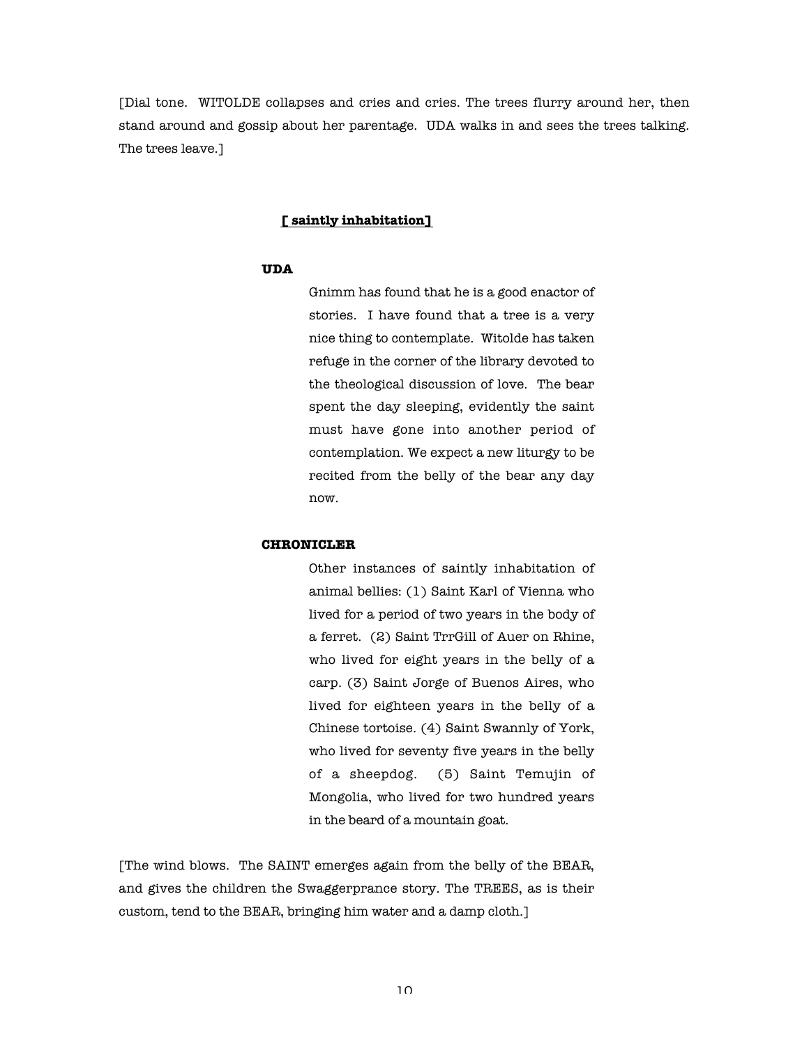[Dial tone. WITOLDE collapses and cries and cries. The trees flurry around her, then stand around and gossip about her parentage. UDA walks in and sees the trees talking. The trees leave.]

**[ saintly inhabitation]**

**UDA**

Gnimm has found that he is a good enactor of stories. I have found that a tree is a very nice thing to contemplate. Witolde has taken refuge in the corner of the library devoted to the theological discussion of love. The bear spent the day sleeping, evidently the saint must have gone into another period of contemplation. We expect a new liturgy to be recited from the belly of the bear any day now.

**CHRONICLER**

Other instances of saintly inhabitation of animal bellies: (1) Saint Karl of Vienna who lived for a period of two years in the body of a ferret. (2) Saint TrrGill of Auer on Rhine, who lived for eight years in the belly of a carp. (3) Saint Jorge of Buenos Aires, who lived for eighteen years in the belly of a Chinese tortoise. (4) Saint Swannly of York, who lived for seventy five years in the belly of a sheepdog. (5) Saint Temujin of Mongolia, who lived for two hundred years in the beard of a mountain goat.

[The wind blows. The SAINT emerges again from the belly of the BEAR, and gives the children the Swaggerprance story. The TREES, as is their custom, tend to the BEAR, bringing him water and a damp cloth.]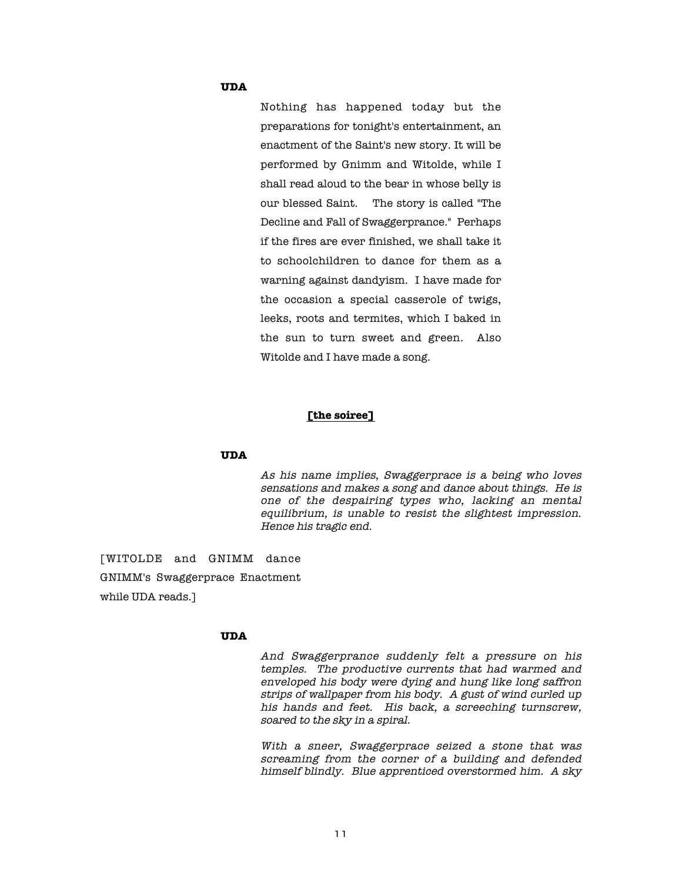**UDA**

Nothing has happened today but the preparations for tonight's entertainment, an enactment of the Saint's new story. It will be performed by Gnimm and Witolde, while I shall read aloud to the bear in whose belly is our blessed Saint. The story is called "The Decline and Fall of Swaggerprance." Perhaps if the fires are ever finished, we shall take it to schoolchildren to dance for them as a warning against dandyism. I have made for the occasion a special casserole of twigs, leeks, roots and termites, which I baked in the sun to turn sweet and green. Also Witolde and I have made a song.

**[the soiree]**

**UDA**

*As his name implies, Swaggerprace is a being who loves sensations and makes a song and dance about things. He is one of the despairing types who, lacking an mental equilibrium, is unable to resist the slightest impression. Hence his tragic end.*

[WITOLDE and GNIMM dance GNIMM's Swaggerprace Enactment while UDA reads.]

**UDA**

*And Swaggerprance suddenly felt a pressure on his temples. The productive currents that had warmed and enveloped his body were dying and hung like long saffron strips of wallpaper from his body. A gust of wind curled up his hands and feet. His back, a screeching turnscrew, soared to the sky in a spiral.*

*With a sneer, Swaggerprace seized a stone that was screaming from the corner of a building and defended himself blindly. Blue apprenticed overstormed him. A sky*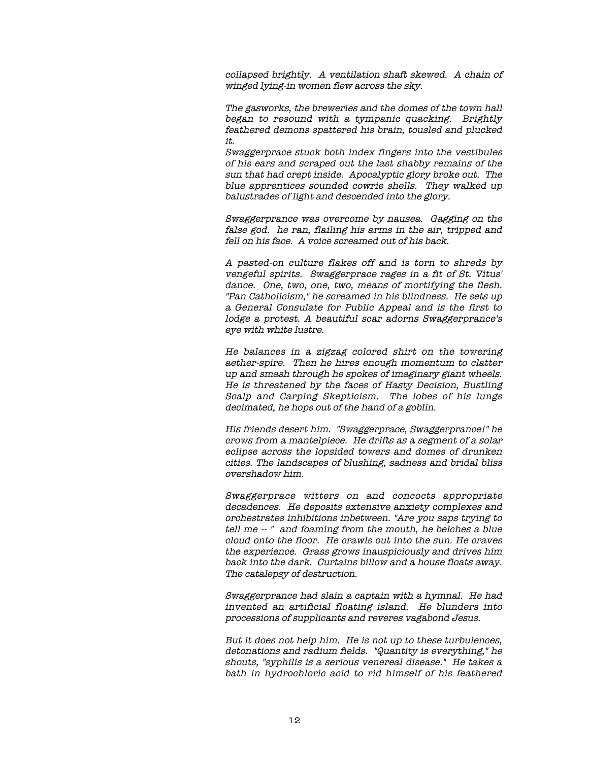*collapsed brightly. A ventilation shaft skewed. A chain of winged lying-in women flew across the sky.*

*The gasworks, the breweries and the domes of the town hall began to resound with a tympanic quacking. Brightly feathered demons spattered his brain, tousled and plucked it.*

*Swaggerprace stuck both index fingers into the vestibules of his ears and scraped out the last shabby remains of the sun that had crept inside. Apocalyptic glory broke out. The blue apprentices sounded cowrie shells. They walked up balustrades of light and descended into the glory.*

*Swaggerprance was overcome by nausea. Gagging on the false god. he ran, flailing his arms in the air, tripped and fell on his face. A voice screamed out of his back.*

*A pasted-on culture flakes off and is torn to shreds by vengeful spirits. Swaggerprace rages in a fit of St. Vitus' dance. One, two, one, two, means of mortifying the flesh. "Pan Catholicism," he screamed in his blindness. He sets up a General Consulate for Public Appeal and is the first to lodge a protest. A beautiful scar adorns Swaggerprance's eye with white lustre.*

*He balances in a zigzag colored shirt on the towering aether-spire. Then he hires enough momentum to clatter up and smash through he spokes of imaginary giant wheels. He is threatened by the faces of Hasty Decision, Bustling Scalp and Carping Skepticism. The lobes of his lungs decimated, he hops out of the hand of a goblin.*

*His friends desert him. "Swaggerprace, Swaggerprance!" he crows from a mantelpiece. He drifts as a segment of a solar eclipse across the lopsided towers and domes of drunken cities. The landscapes of blushing, sadness and bridal bliss overshadow him.*

*Swaggerprace witters on and concocts appropriate decadences. He deposits extensive anxiety complexes and orchestrates inhibitions inbetween. "Are you saps trying to tell me -- " and foaming from the mouth, he belches a blue cloud onto the floor. He crawls out into the sun. He craves the experience. Grass grows inauspiciously and drives him back into the dark. Curtains billow and a house floats away. The catalepsy of destruction.*

*Swaggerprance had slain a captain with a hymnal. He had invented an artificial floating island. He blunders into processions of supplicants and reveres vagabond Jesus.*

*But it does not help him. He is not up to these turbulences, detonations and radium fields. "Quantity is everything," he shouts, "syphilis is a serious venereal disease." He takes a bath in hydrochloric acid to rid himself of his feathered*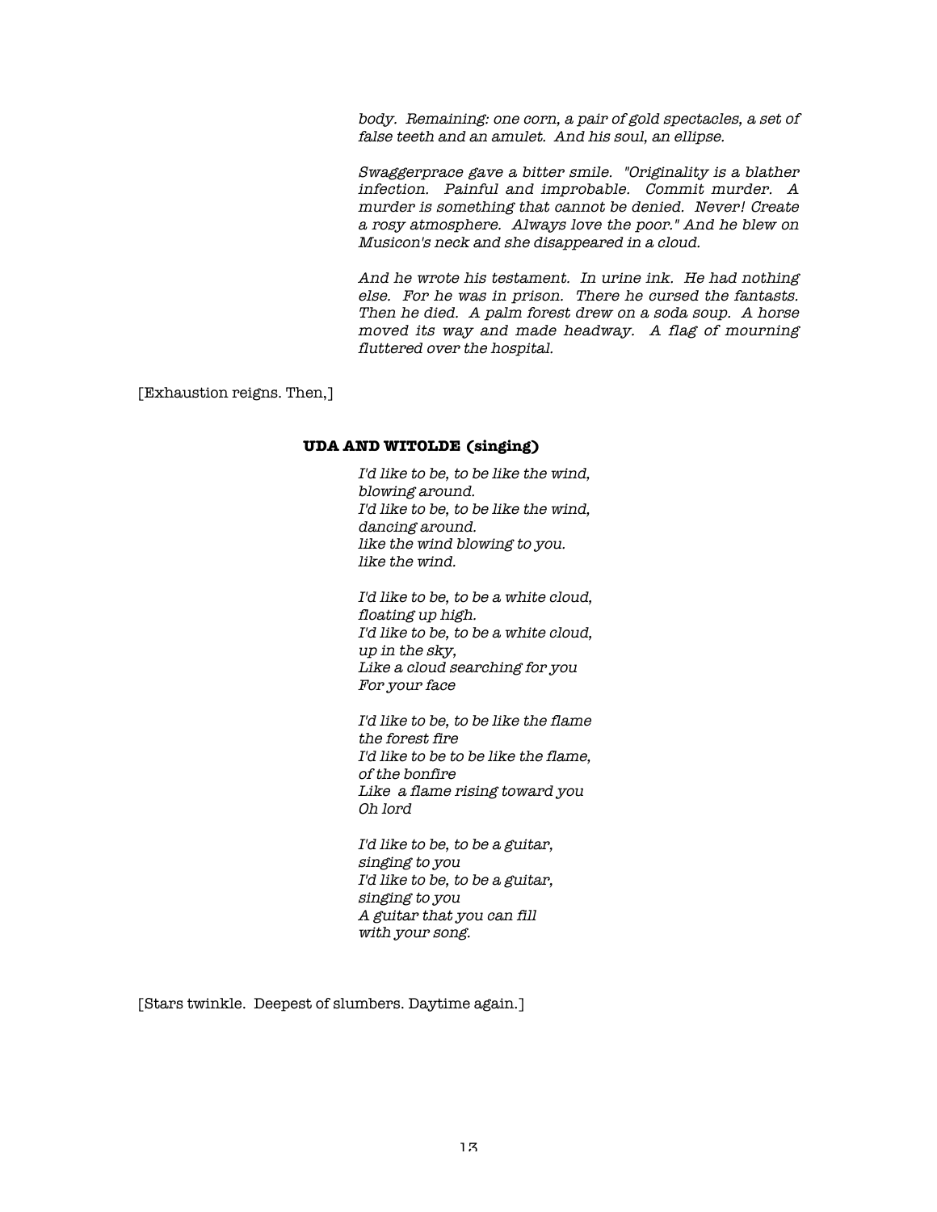*body. Remaining: one corn, a pair of gold spectacles, a set of false teeth and an amulet. And his soul, an ellipse.*

*Swaggerprace gave a bitter smile. "Originality is a blather infection. Painful and improbable. Commit murder. A murder is something that cannot be denied. Never! Create a rosy atmosphere. Always love the poor." And he blew on Musicon's neck and she disappeared in a cloud.*

*And he wrote his testament. In urine ink. He had nothing else. For he was in prison. There he cursed the fantasts. Then he died. A palm forest drew on a soda soup. A horse moved its way and made headway. A flag of mourning fluttered over the hospital.*

[Exhaustion reigns. Then,]

**UDA AND WITOLDE (singing)**

*I'd like to be, to be like the wind,*
*blowing around.*
*I'd like to be, to be like the wind,*
*dancing around.*
*like the wind blowing to you.*
*like the wind.*

*I'd like to be, to be a white cloud,*
*floating up high.*
*I'd like to be, to be a white cloud,*
*up in the sky,*
*Like a cloud searching for you*
*For your face*

*I'd like to be, to be like the flame*
*the forest fire*
*I'd like to be to be like the flame,*
*of the bonfire*
*Like a flame rising toward you*
*Oh lord*

*I'd like to be, to be a guitar,*
*singing to you*
*I'd like to be, to be a guitar,*
*singing to you*
*A guitar that you can fill*
*with your song.*

[Stars twinkle. Deepest of slumbers. Daytime again.]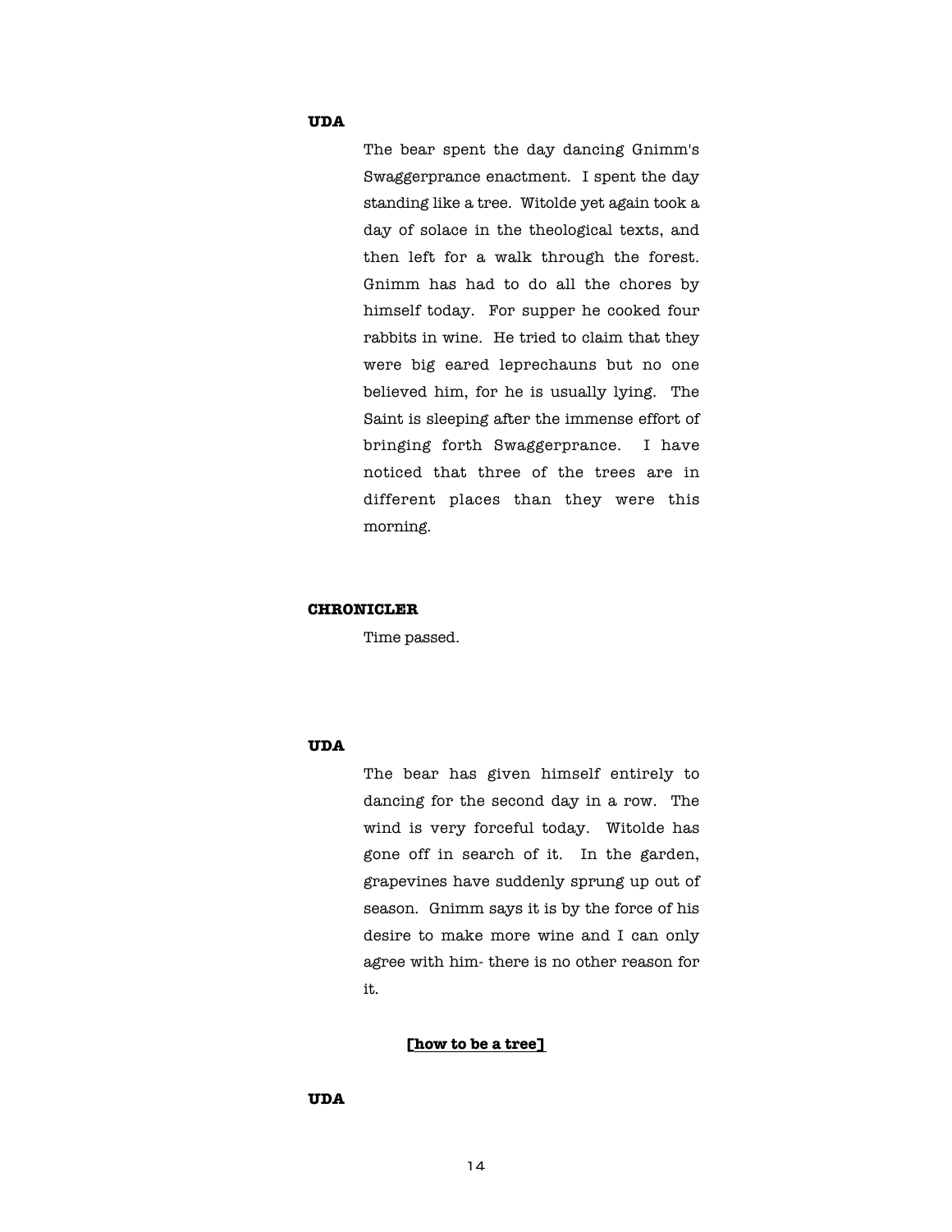**UDA**

The bear spent the day dancing Gnimm's Swaggerprance enactment. I spent the day standing like a tree. Witolde yet again took a day of solace in the theological texts, and then left for a walk through the forest. Gnimm has had to do all the chores by himself today. For supper he cooked four rabbits in wine. He tried to claim that they were big eared leprechauns but no one believed him, for he is usually lying. The Saint is sleeping after the immense effort of bringing forth Swaggerprance. I have noticed that three of the trees are in different places than they were this morning.

**CHRONICLER**

Time passed.

**UDA**

The bear has given himself entirely to dancing for the second day in a row. The wind is very forceful today. Witolde has gone off in search of it. In the garden, grapevines have suddenly sprung up out of season. Gnimm says it is by the force of his desire to make more wine and I can only agree with him- there is no other reason for it.

**[how to be a tree]**

**UDA**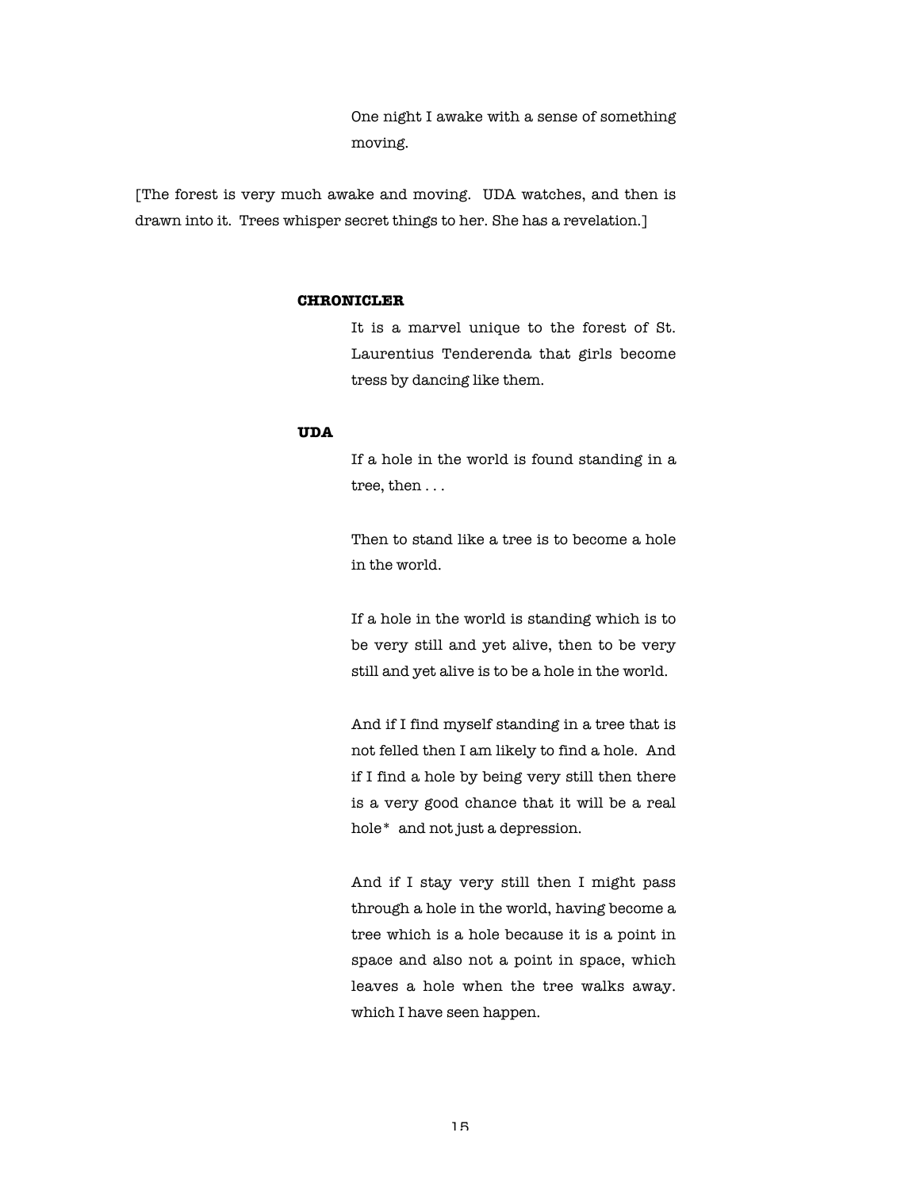One night I awake with a sense of something moving.

[The forest is very much awake and moving.  UDA watches, and then is drawn into it.  Trees whisper secret things to her. She has a revelation.]

**CHRONICLER**

It is a marvel unique to the forest of St. Laurentius Tenderenda that girls become tress by dancing like them.

**UDA**

If a hole in the world is found standing in a tree, then . . .

Then to stand like a tree is to become a hole in the world.

If a hole in the world is standing which is to be very still and yet alive, then to be very still and yet alive is to be a hole in the world.

And if I find myself standing in a tree that is not felled then I am likely to find a hole.  And if I find a hole by being very still then there is a very good chance that it will be a real hole*  and not just a depression.

And if I stay very still then I might pass through a hole in the world, having become a tree which is a hole because it is a point in space and also not a point in space, which leaves a hole when the tree walks away. which I have seen happen.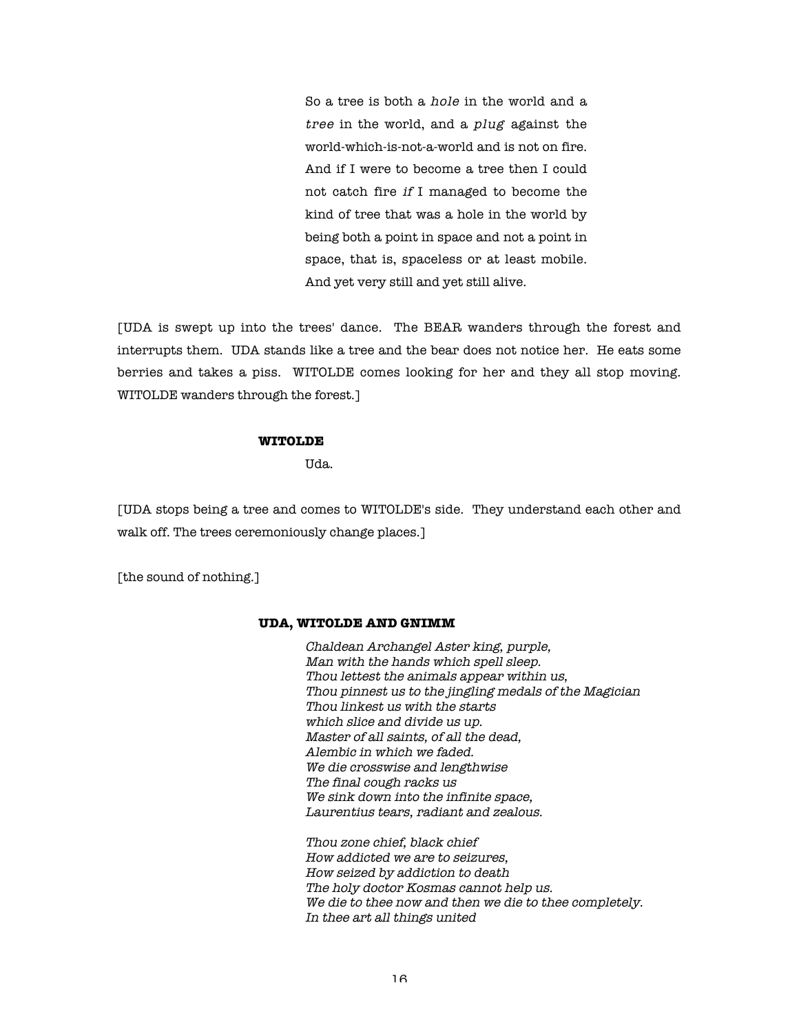So a tree is both a *hole* in the world and a *tree* in the world, and a *plug* against the world-which-is-not-a-world and is not on fire. And if I were to become a tree then I could not catch fire *if* I managed to become the kind of tree that was a hole in the world by being both a point in space and not a point in space, that is, spaceless or at least mobile. And yet very still and yet still alive.

[UDA is swept up into the trees' dance. The BEAR wanders through the forest and interrupts them. UDA stands like a tree and the bear does not notice her. He eats some berries and takes a piss. WITOLDE comes looking for her and they all stop moving. WITOLDE wanders through the forest.]

**WITOLDE**

Uda.

[UDA stops being a tree and comes to WITOLDE's side. They understand each other and walk off. The trees ceremoniously change places.]

[the sound of nothing.]

**UDA, WITOLDE AND GNIMM**

*Chaldean Archangel Aster king, purple,*
*Man with the hands which spell sleep.*
*Thou lettest the animals appear within us,*
*Thou pinnest us to the jingling medals of the Magician*
*Thou linkest us with the starts*
*which slice and divide us up.*
*Master of all saints, of all the dead,*
*Alembic in which we faded.*
*We die crosswise and lengthwise*
*The final cough racks us*
*We sink down into the infinite space,*
*Laurentius tears, radiant and zealous.*

*Thou zone chief, black chief*
*How addicted we are to seizures,*
*How seized by addiction to death*
*The holy doctor Kosmas cannot help us.*
*We die to thee now and then we die to thee completely.*
*In thee art all things united*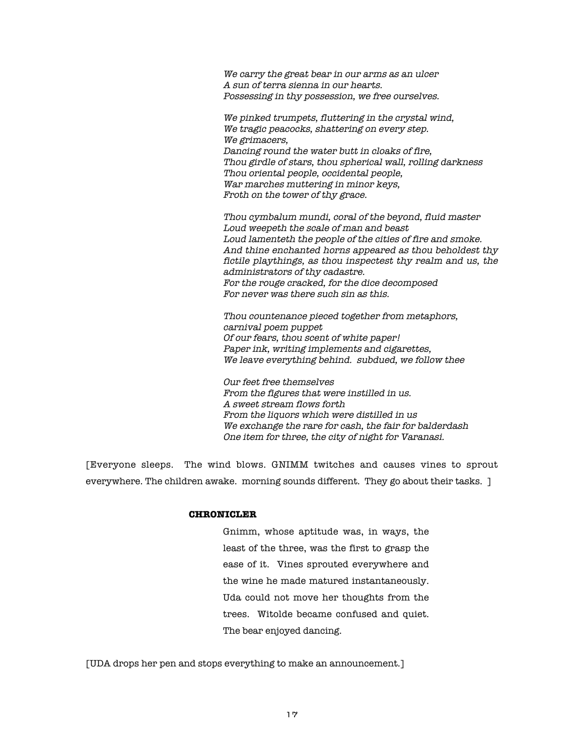*We carry the great bear in our arms as an ulcer*
*A sun of terra sienna in our hearts.*
*Possessing in thy possession, we free ourselves.*

*We pinked trumpets, fluttering in the crystal wind,*
*We tragic peacocks, shattering on every step.*
*We grimacers,*
*Dancing round the water butt in cloaks of fire,*
*Thou girdle of stars, thou spherical wall, rolling darkness*
*Thou oriental people, occidental people,*
*War marches muttering in minor keys,*
*Froth on the tower of thy grace.*

*Thou cymbalum mundi, coral of the beyond, fluid master*
*Loud weepeth the scale of man and beast*
*Loud lamenteth the people of the cities of fire and smoke.*
*And thine enchanted horns appeared as thou beholdest thy fictile playthings, as thou inspectest thy realm and us, the administrators of thy cadastre.*
*For the rouge cracked, for the dice decomposed*
*For never was there such sin as this.*

*Thou countenance pieced together from metaphors, carnival poem puppet*
*Of our fears, thou scent of white paper!*
*Paper ink, writing implements and cigarettes,*
*We leave everything behind. subdued, we follow thee*

*Our feet free themselves*
*From the figures that were instilled in us.*
*A sweet stream flows forth*
*From the liquors which were distilled in us*
*We exchange the rare for cash, the fair for balderdash*
*One item for three, the city of night for Varanasi.*

[Everyone sleeps. The wind blows. GNIMM twitches and causes vines to sprout everywhere. The children awake. morning sounds different. They go about their tasks. ]

**CHRONICLER**

Gnimm, whose aptitude was, in ways, the least of the three, was the first to grasp the ease of it. Vines sprouted everywhere and the wine he made matured instantaneously. Uda could not move her thoughts from the trees. Witolde became confused and quiet. The bear enjoyed dancing.

[UDA drops her pen and stops everything to make an announcement.]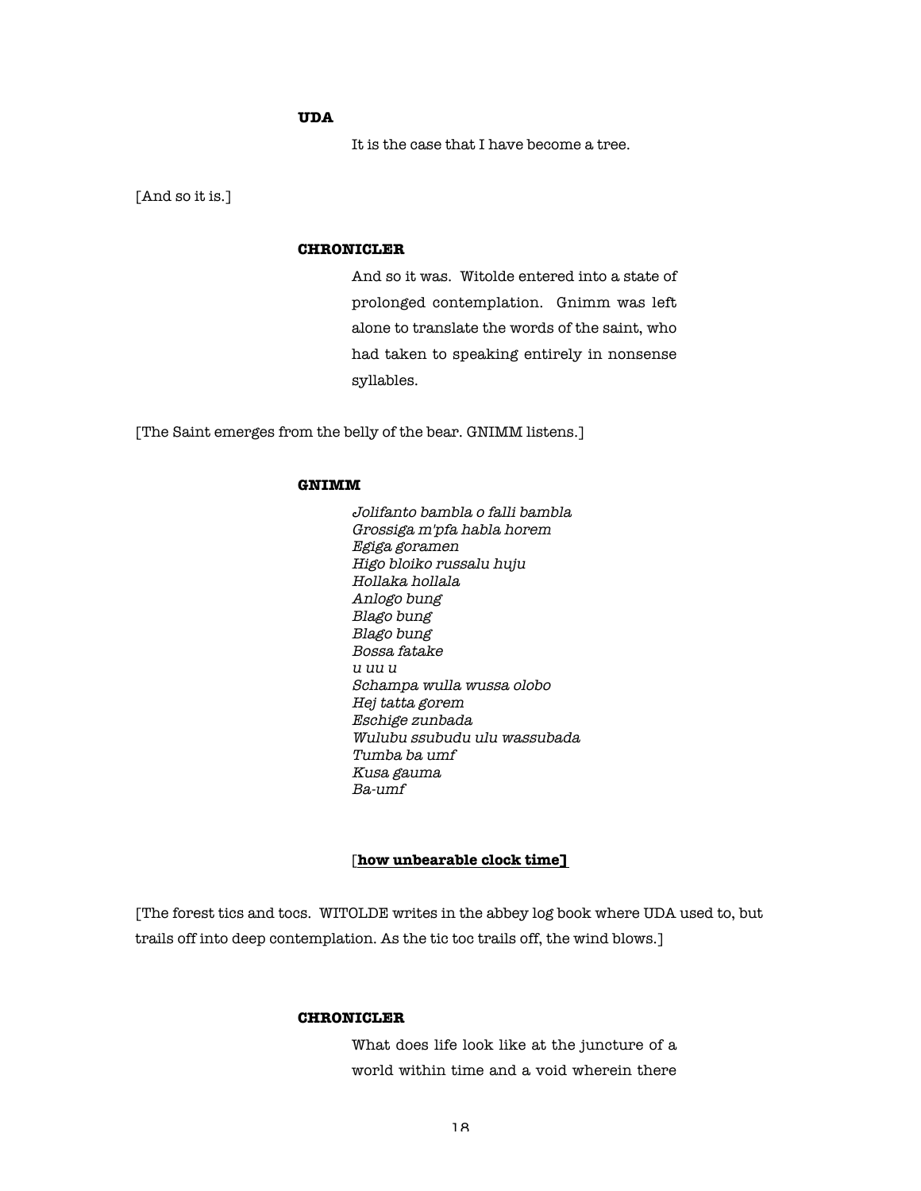**UDA**

It is the case that I have become a tree.

[And so it is.]

**CHRONICLER**

And so it was. Witolde entered into a state of prolonged contemplation. Gnimm was left alone to translate the words of the saint, who had taken to speaking entirely in nonsense syllables.

[The Saint emerges from the belly of the bear. GNIMM listens.]

**GNIMM**

*Jolifanto bambla o falli bambla*
*Grossiga m'pfa habla horem*
*Egiga goramen*
*Higo bloiko russalu huju*
*Hollaka hollala*
*Anlogo bung*
*Blago bung*
*Blago bung*
*Bossa fatake*
*u uu u*
*Schampa wulla wussa olobo*
*Hej tatta gorem*
*Eschige zunbada*
*Wulubu ssubudu ulu wassubada*
*Tumba ba umf*
*Kusa gauma*
*Ba-umf*

[**how unbearable clock time]**

[The forest tics and tocs. WITOLDE writes in the abbey log book where UDA used to, but trails off into deep contemplation. As the tic toc trails off, the wind blows.]

**CHRONICLER**

What does life look like at the juncture of a world within time and a void wherein there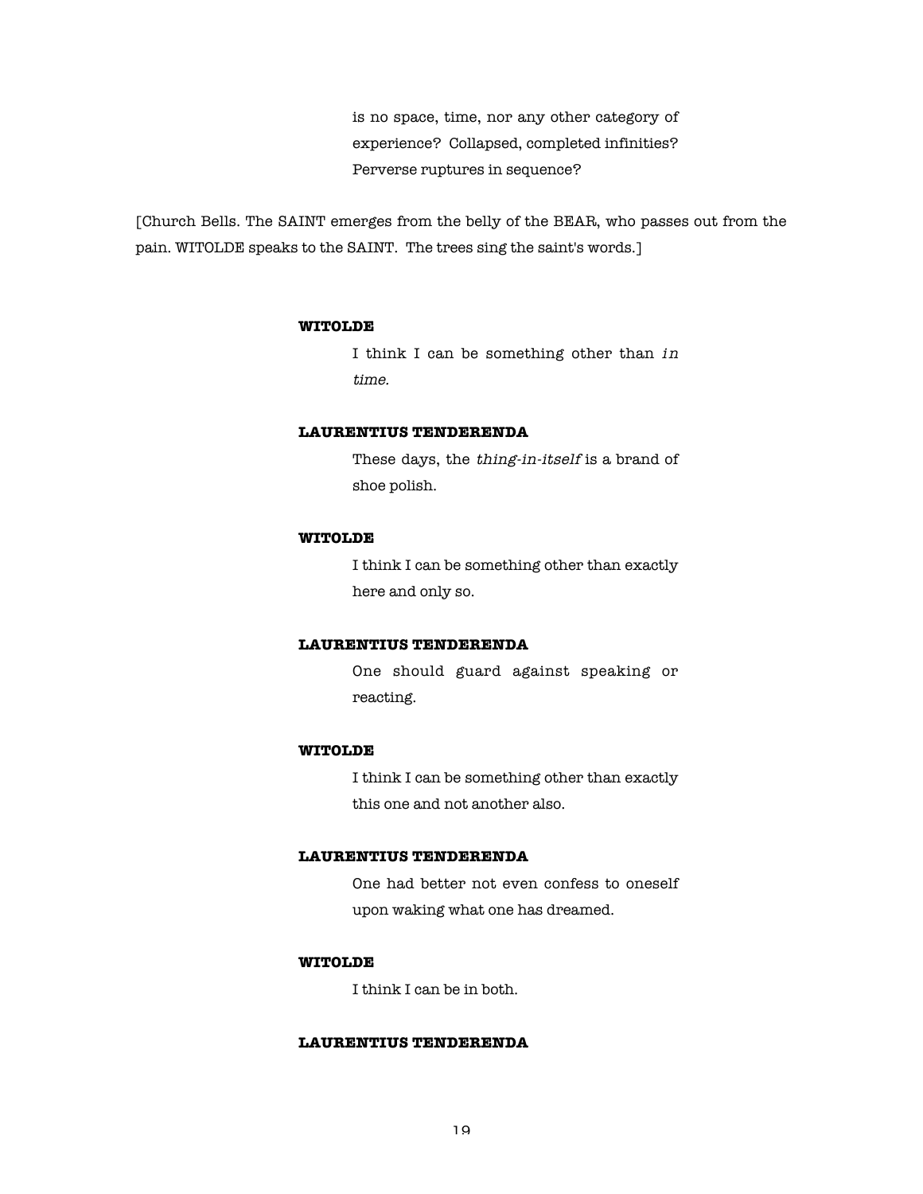is no space, time, nor any other category of experience? Collapsed, completed infinities? Perverse ruptures in sequence?

[Church Bells. The SAINT emerges from the belly of the BEAR, who passes out from the pain. WITOLDE speaks to the SAINT. The trees sing the saint's words.]

**WITOLDE**

I think I can be something other than *in time.*

**LAURENTIUS TENDERENDA**

These days, the *thing-in-itself* is a brand of shoe polish.

**WITOLDE**

I think I can be something other than exactly here and only so.

**LAURENTIUS TENDERENDA**

One should guard against speaking or reacting.

**WITOLDE**

I think I can be something other than exactly this one and not another also.

**LAURENTIUS TENDERENDA**

One had better not even confess to oneself upon waking what one has dreamed.

**WITOLDE**

I think I can be in both.

**LAURENTIUS TENDERENDA**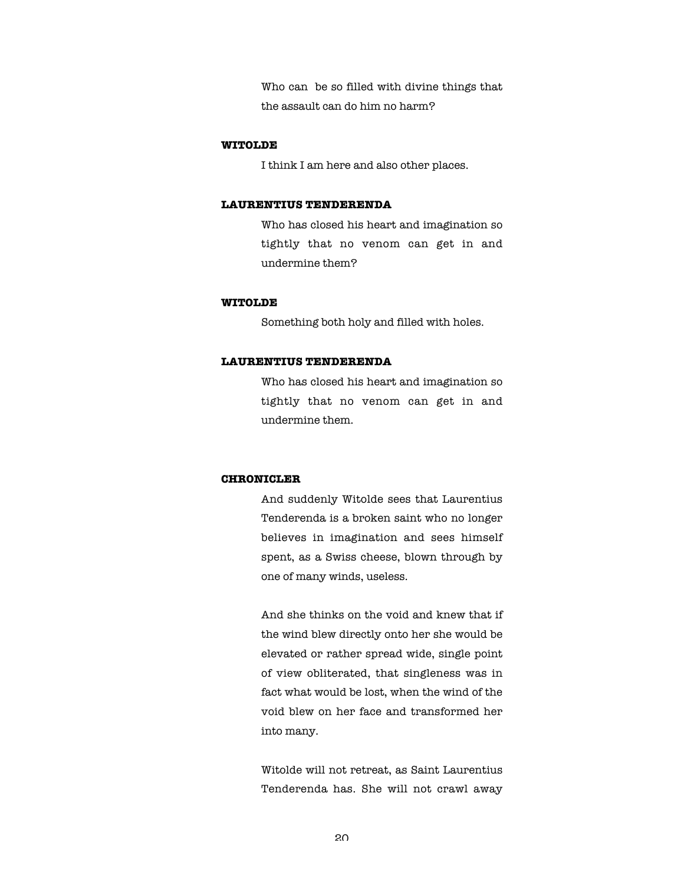Who can  be so filled with divine things that the assault can do him no harm?

**WITOLDE**

I think I am here and also other places.

**LAURENTIUS TENDERENDA**

Who has closed his heart and imagination so tightly that no venom can get in and undermine them?

**WITOLDE**

Something both holy and filled with holes.

**LAURENTIUS TENDERENDA**

Who has closed his heart and imagination so tightly that no venom can get in and undermine them.

**CHRONICLER**

And suddenly Witolde sees that Laurentius Tenderenda is a broken saint who no longer believes in imagination and sees himself spent, as a Swiss cheese, blown through by one of many winds, useless.

And she thinks on the void and knew that if the wind blew directly onto her she would be elevated or rather spread wide, single point of view obliterated, that singleness was in fact what would be lost, when the wind of the void blew on her face and transformed her into many.

Witolde will not retreat, as Saint Laurentius Tenderenda has. She will not crawl away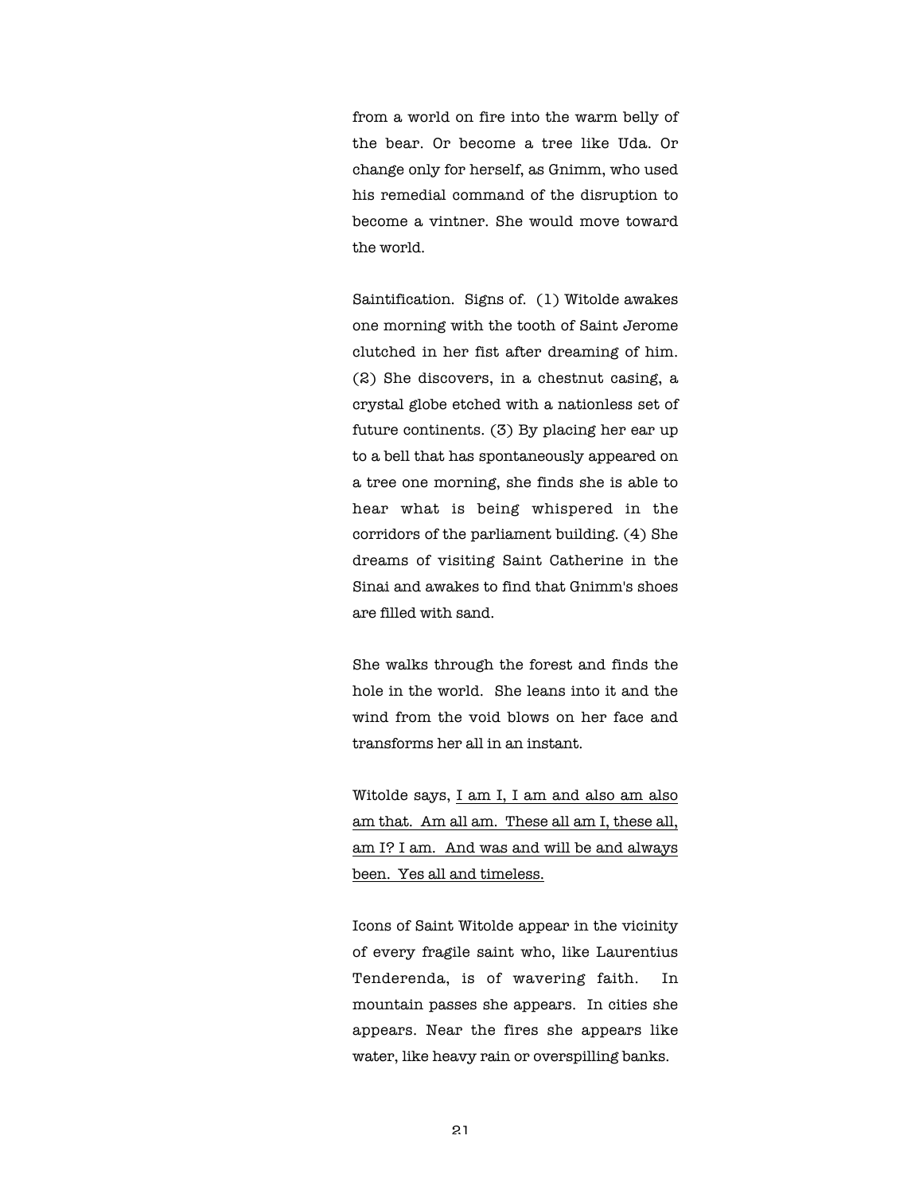from a world on fire into the warm belly of the bear. Or become a tree like Uda. Or change only for herself, as Gnimm, who used his remedial command of the disruption to become a vintner. She would move toward the world.

Saintification. Signs of. (1) Witolde awakes one morning with the tooth of Saint Jerome clutched in her fist after dreaming of him. (2) She discovers, in a chestnut casing, a crystal globe etched with a nationless set of future continents. (3) By placing her ear up to a bell that has spontaneously appeared on a tree one morning, she finds she is able to hear what is being whispered in the corridors of the parliament building. (4) She dreams of visiting Saint Catherine in the Sinai and awakes to find that Gnimm's shoes are filled with sand.

She walks through the forest and finds the hole in the world. She leans into it and the wind from the void blows on her face and transforms her all in an instant.

Witolde says, <u>I am I, I am and also am also am that. Am all am. These all am I, these all, am I? I am. And was and will be and always been. Yes all and timeless.</u>

Icons of Saint Witolde appear in the vicinity of every fragile saint who, like Laurentius Tenderenda, is of wavering faith. In mountain passes she appears. In cities she appears. Near the fires she appears like water, like heavy rain or overspilling banks.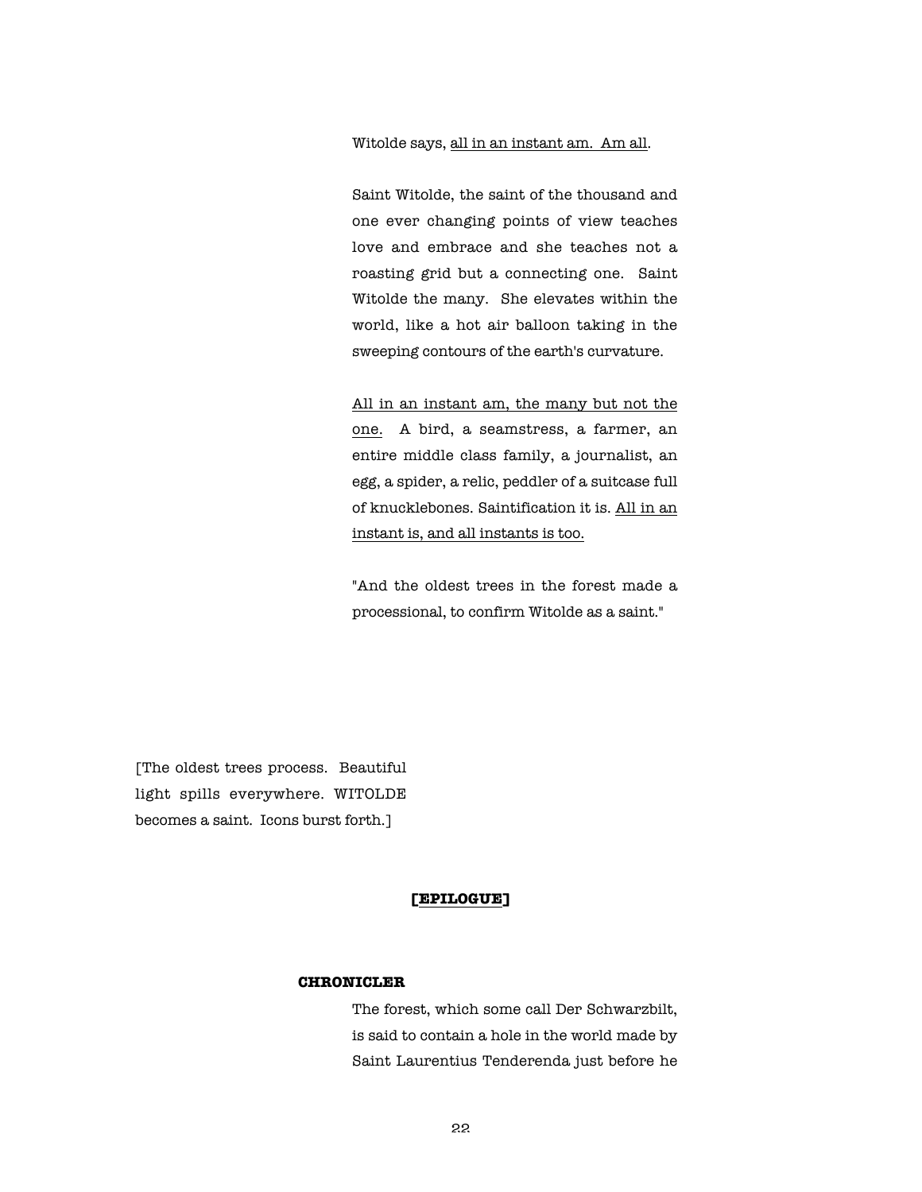Witolde says, <u>all in an instant am. Am all</u>.

Saint Witolde, the saint of the thousand and one ever changing points of view teaches love and embrace and she teaches not a roasting grid but a connecting one. Saint Witolde the many. She elevates within the world, like a hot air balloon taking in the sweeping contours of the earth's curvature.

<u>All in an instant am, the many but not the one.</u> A bird, a seamstress, a farmer, an entire middle class family, a journalist, an egg, a spider, a relic, peddler of a suitcase full of knucklebones. Saintification it is. <u>All in an instant is, and all instants is too.</u>

"And the oldest trees in the forest made a processional, to confirm Witolde as a saint."

[The oldest trees process. Beautiful light spills everywhere. WITOLDE becomes a saint. Icons burst forth.]

**[<u>EPILOGUE</u>]**

**CHRONICLER**

The forest, which some call Der Schwarzbilt, is said to contain a hole in the world made by Saint Laurentius Tenderenda just before he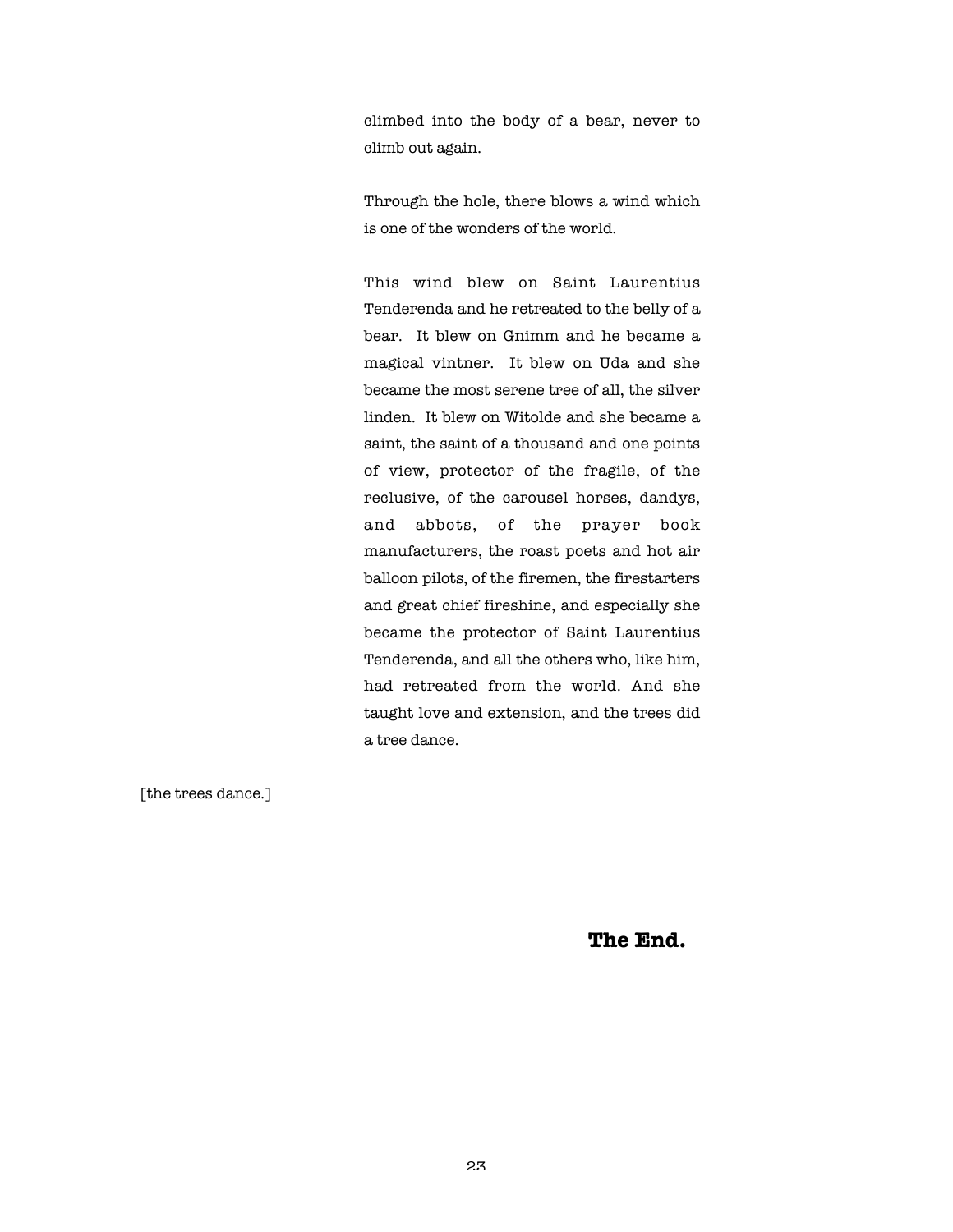climbed into the body of a bear, never to climb out again.

Through the hole, there blows a wind which is one of the wonders of the world.

This wind blew on Saint Laurentius Tenderenda and he retreated to the belly of a bear. It blew on Gnimm and he became a magical vintner. It blew on Uda and she became the most serene tree of all, the silver linden. It blew on Witolde and she became a saint, the saint of a thousand and one points of view, protector of the fragile, of the reclusive, of the carousel horses, dandys, and abbots, of the prayer book manufacturers, the roast poets and hot air balloon pilots, of the firemen, the firestarters and great chief fireshine, and especially she became the protector of Saint Laurentius Tenderenda, and all the others who, like him, had retreated from the world. And she taught love and extension, and the trees did a tree dance.

[the trees dance.]

**The End.**